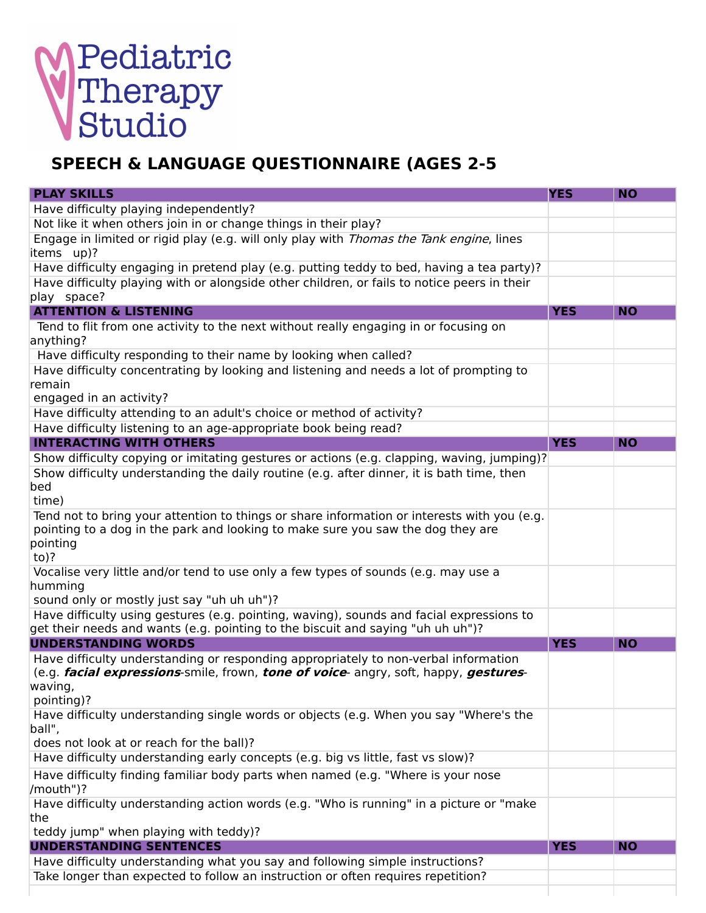Pediatric Therapy Studio

# SPEECH & LANGUAGE QUESTIONNAIRE (AGES 2-5

| PLAY SKILLS | YES | NO |
|---|---|---|
| Have difficulty playing independently? | | |
| Not like it when others join in or change things in their play? | | |
| Engage in limited or rigid play (e.g. will only play with *Thomas the Tank engine*, lines items up)? | | |
| Have difficulty engaging in pretend play (e.g. putting teddy to bed, having a tea party)? | | |
| Have difficulty playing with or alongside other children, or fails to notice peers in their play space? | | |
| **ATTENTION & LISTENING** | **YES** | **NO** |
| Tend to flit from one activity to the next without really engaging in or focusing on anything? | | |
| Have difficulty responding to their name by looking when called? | | |
| Have difficulty concentrating by looking and listening and needs a lot of prompting to remain engaged in an activity? | | |
| Have difficulty attending to an adult's choice or method of activity? | | |
| Have difficulty listening to an age-appropriate book being read? | | |
| **INTERACTING WITH OTHERS** | **YES** | **NO** |
| Show difficulty copying or imitating gestures or actions (e.g. clapping, waving, jumping)? | | |
| Show difficulty understanding the daily routine (e.g. after dinner, it is bath time, then bed time) | | |
| Tend not to bring your attention to things or share information or interests with you (e.g. pointing to a dog in the park and looking to make sure you saw the dog they are pointing to)? | | |
| Vocalise very little and/or tend to use only a few types of sounds (e.g. may use a humming sound only or mostly just say "uh uh uh")? | | |
| Have difficulty using gestures (e.g. pointing, waving), sounds and facial expressions to get their needs and wants (e.g. pointing to the biscuit and saying "uh uh uh")? | | |
| **UNDERSTANDING WORDS** | **YES** | **NO** |
| Have difficulty understanding or responding appropriately to non-verbal information (e.g. ***facial expressions***-smile, frown, ***tone of voice***- angry, soft, happy, ***gestures***-waving, pointing)? | | |
| Have difficulty understanding single words or objects (e.g. When you say "Where's the ball", does not look at or reach for the ball)? | | |
| Have difficulty understanding early concepts (e.g. big vs little, fast vs slow)? | | |
| Have difficulty finding familiar body parts when named (e.g. "Where is your nose /mouth")? | | |
| Have difficulty understanding action words (e.g. "Who is running" in a picture or "make the teddy jump" when playing with teddy)? | | |
| **UNDERSTANDING SENTENCES** | **YES** | **NO** |
| Have difficulty understanding what you say and following simple instructions? | | |
| Take longer than expected to follow an instruction or often requires repetition? | | |
| | | |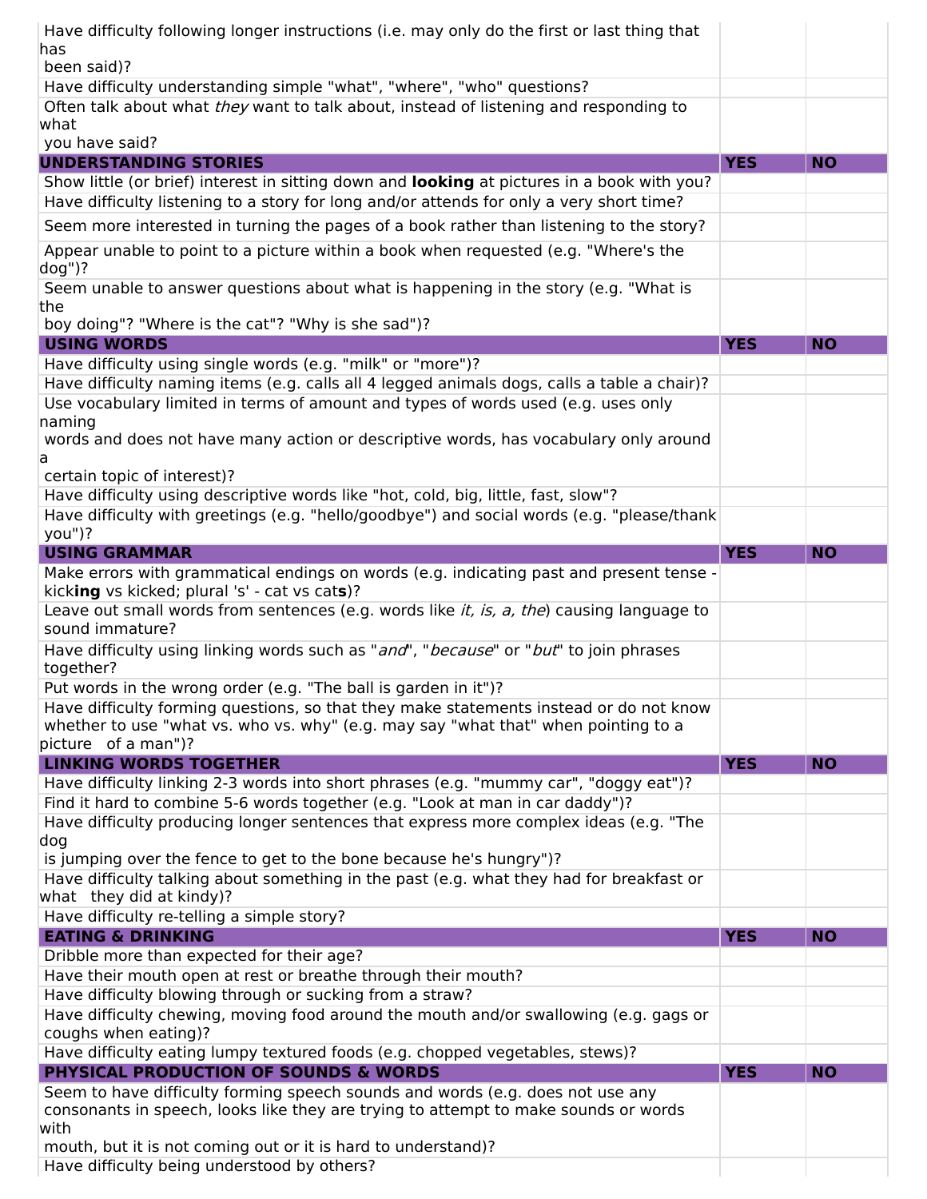| | | |
|---|---|---|
| Have difficulty following longer instructions (i.e. may only do the first or last thing that has been said)? | | |
| Have difficulty understanding simple "what", "where", "who" questions? | | |
| Often talk about what *they* want to talk about, instead of listening and responding to what you have said? | | |
| **UNDERSTANDING STORIES** | **YES** | **NO** |
| Show little (or brief) interest in sitting down and **looking** at pictures in a book with you? | | |
| Have difficulty listening to a story for long and/or attends for only a very short time? | | |
| Seem more interested in turning the pages of a book rather than listening to the story? | | |
| Appear unable to point to a picture within a book when requested (e.g. "Where's the dog")? | | |
| Seem unable to answer questions about what is happening in the story (e.g. "What is the boy doing"? "Where is the cat"? "Why is she sad")? | | |
| **USING WORDS** | **YES** | **NO** |
| Have difficulty using single words (e.g. "milk" or "more")? | | |
| Have difficulty naming items (e.g. calls all 4 legged animals dogs, calls a table a chair)? | | |
| Use vocabulary limited in terms of amount and types of words used (e.g. uses only naming words and does not have many action or descriptive words, has vocabulary only around a certain topic of interest)? | | |
| Have difficulty using descriptive words like "hot, cold, big, little, fast, slow"? | | |
| Have difficulty with greetings (e.g. "hello/goodbye") and social words (e.g. "please/thank you")? | | |
| **USING GRAMMAR** | **YES** | **NO** |
| Make errors with grammatical endings on words (e.g. indicating past and present tense - kick**ing** vs kicked; plural 's' - cat vs cat**s**)? | | |
| Leave out small words from sentences (e.g. words like *it, is, a, the*) causing language to sound immature? | | |
| Have difficulty using linking words such as "*and*", "*because*" or "*but*" to join phrases together? | | |
| Put words in the wrong order (e.g. "The ball is garden in it")? | | |
| Have difficulty forming questions, so that they make statements instead or do not know whether to use "what vs. who vs. why" (e.g. may say "what that" when pointing to a picture of a man")? | | |
| **LINKING WORDS TOGETHER** | **YES** | **NO** |
| Have difficulty linking 2-3 words into short phrases (e.g. "mummy car", "doggy eat")? | | |
| Find it hard to combine 5-6 words together (e.g. "Look at man in car daddy")? | | |
| Have difficulty producing longer sentences that express more complex ideas (e.g. "The dog is jumping over the fence to get to the bone because he's hungry")? | | |
| Have difficulty talking about something in the past (e.g. what they had for breakfast or what they did at kindy)? | | |
| Have difficulty re-telling a simple story? | | |
| **EATING & DRINKING** | **YES** | **NO** |
| Dribble more than expected for their age? | | |
| Have their mouth open at rest or breathe through their mouth? | | |
| Have difficulty blowing through or sucking from a straw? | | |
| Have difficulty chewing, moving food around the mouth and/or swallowing (e.g. gags or coughs when eating)? | | |
| Have difficulty eating lumpy textured foods (e.g. chopped vegetables, stews)? | | |
| **PHYSICAL PRODUCTION OF SOUNDS & WORDS** | **YES** | **NO** |
| Seem to have difficulty forming speech sounds and words (e.g. does not use any consonants in speech, looks like they are trying to attempt to make sounds or words with mouth, but it is not coming out or it is hard to understand)? | | |
| Have difficulty being understood by others? | | |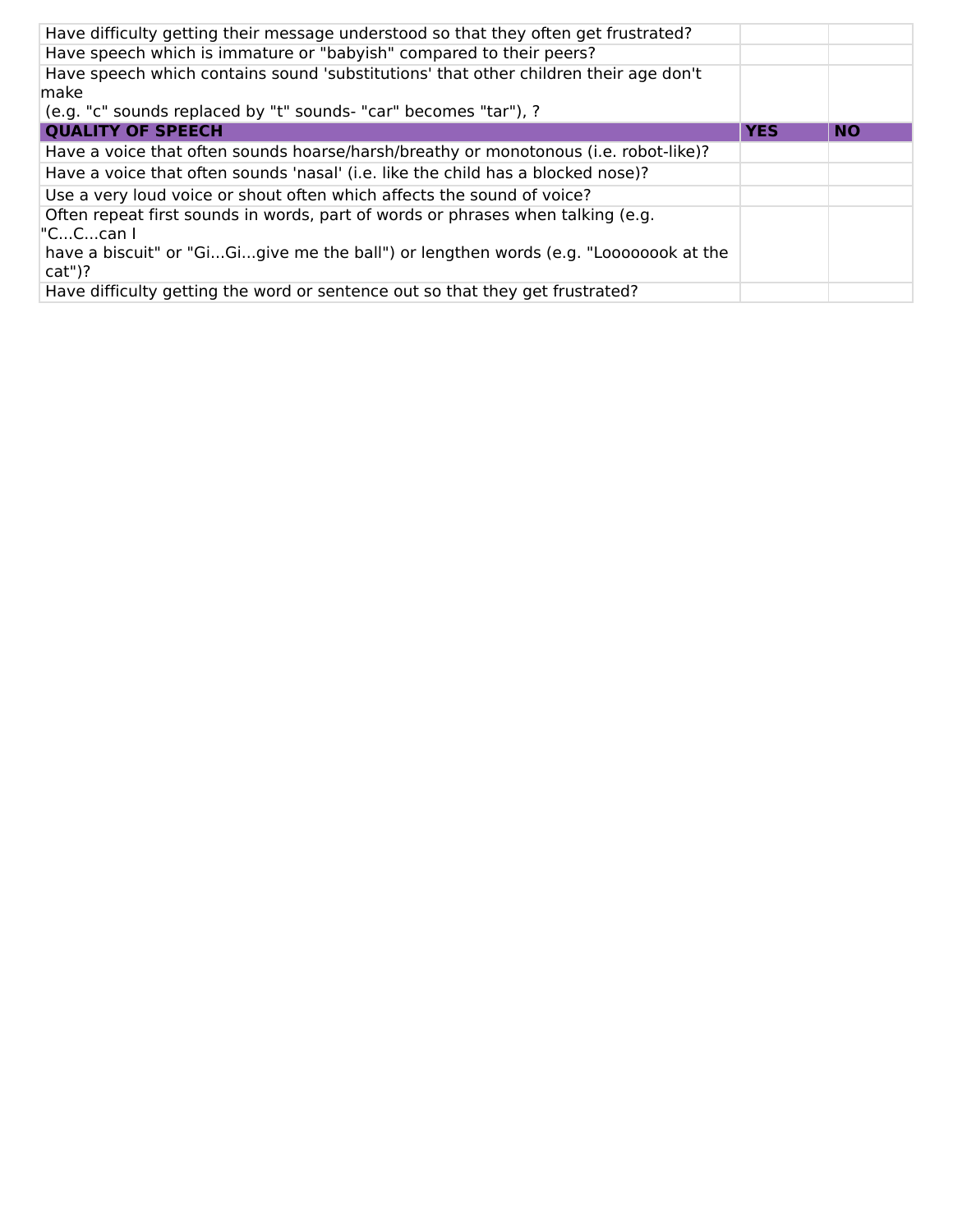| | | |
|---|---|---|
| Have difficulty getting their message understood so that they often get frustrated? | | |
| Have speech which is immature or "babyish" compared to their peers? | | |
| Have speech which contains sound 'substitutions' that other children their age don't make (e.g. "c" sounds replaced by "t" sounds- "car" becomes "tar"), ? | | |
| **QUALITY OF SPEECH** | **YES** | **NO** |
| Have a voice that often sounds hoarse/harsh/breathy or monotonous (i.e. robot-like)? | | |
| Have a voice that often sounds 'nasal' (i.e. like the child has a blocked nose)? | | |
| Use a very loud voice or shout often which affects the sound of voice? | | |
| Often repeat first sounds in words, part of words or phrases when talking (e.g. "C...C...can I have a biscuit" or "Gi...Gi...give me the ball") or lengthen words (e.g. "Looooook at the cat")? | | |
| Have difficulty getting the word or sentence out so that they get frustrated? | | |